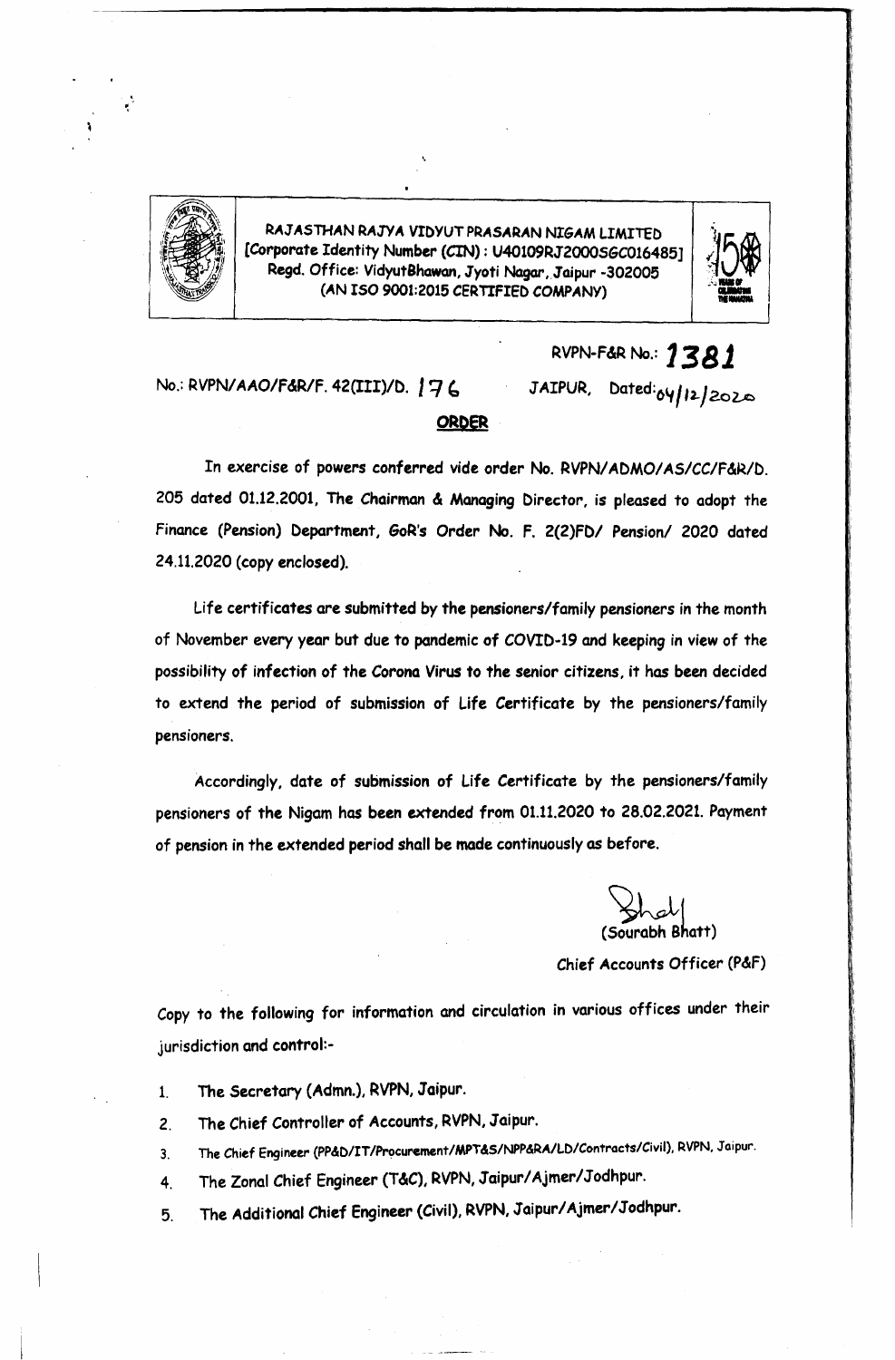**RAJASTHAN RAJYA VIDYUT PRASARAN NIGAM LIMITED**
**[Corporate Identity Number (CIN): U40109RJ2000SGC016485]**
**Regd. Office: VidyutBhawan, Jyoti Nagar, Jaipur -302005**
**(AN ISO 9001:2015 CERTIFIED COMPANY)**

RVPN-F&R No.: **1381**

No.: RVPN/AAO/F&R/F. 42(III)/D. 176 JAIPUR, Dated: 04/12/2020

## ORDER

In exercise of powers conferred vide order No. RVPN/ADMO/AS/CC/F&R/D. 205 dated 01.12.2001, The Chairman & Managing Director, is pleased to adopt the Finance (Pension) Department, GoR's Order No. F. 2(2)FD/ Pension/ 2020 dated 24.11.2020 (copy enclosed).

Life certificates are submitted by the pensioners/family pensioners in the month of November every year but due to pandemic of COVID-19 and keeping in view of the possibility of infection of the Corona Virus to the senior citizens, it has been decided to extend the period of submission of Life Certificate by the pensioners/family pensioners.

Accordingly, date of submission of Life Certificate by the pensioners/family pensioners of the Nigam has been extended from 01.11.2020 to 28.02.2021. Payment of pension in the extended period shall be made continuously as before.

(Sourabh Bhatt)
Chief Accounts Officer (P&F)

Copy to the following for information and circulation in various offices under their jurisdiction and control:-

1. The Secretary (Admn.), RVPN, Jaipur.
2. The Chief Controller of Accounts, RVPN, Jaipur.
3. The Chief Engineer (PP&D/IT/Procurement/MPT&S/NPP&RA/LD/Contracts/Civil), RVPN, Jaipur.
4. The Zonal Chief Engineer (T&C), RVPN, Jaipur/Ajmer/Jodhpur.
5. The Additional Chief Engineer (Civil), RVPN, Jaipur/Ajmer/Jodhpur.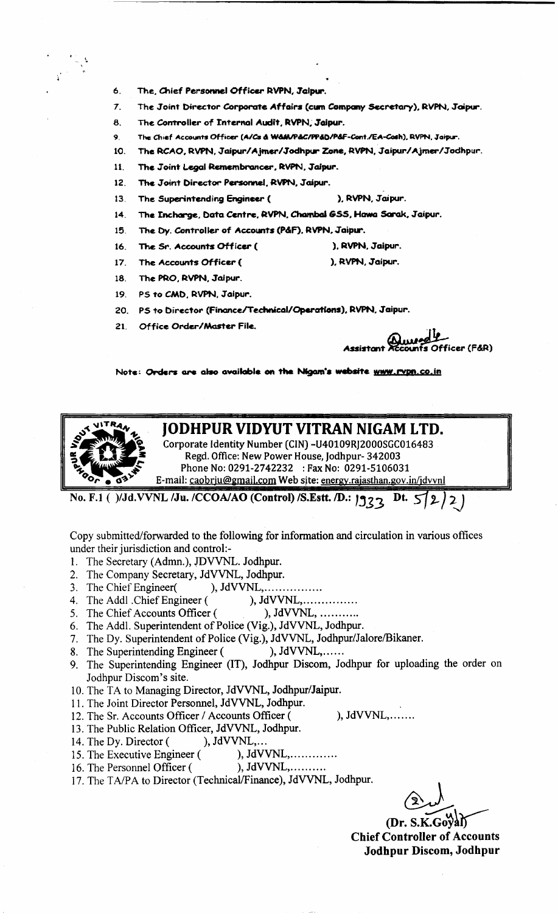6. The Chief Personnel Officer RVPN, Jaipur.
7. The Joint Director Corporate Affairs (cum Company Secretary), RVPN, Jaipur.
8. The Controller of Internal Audit, RVPN, Jaipur.
9. The Chief Accounts Officer (A/Cs & W&M/P&C/PP&D/P&F-Cont./EA-Cash), RVPN, Jaipur.
10. The RCAO, RVPN, Jaipur/Ajmer/Jodhpur Zone, RVPN, Jaipur/Ajmer/Jodhpur.
11. The Joint Legal Remembrancer, RVPN, Jaipur.
12. The Joint Director Personnel, RVPN, Jaipur.
13. The Superintending Engineer (                ), RVPN, Jaipur.
14. The Incharge, Data Centre, RVPN, Chambal GSS, Hawa Sarak, Jaipur.
15. The Dy. Controller of Accounts (P&F), RVPN, Jaipur.
16. The Sr. Accounts Officer (                ), RVPN, Jaipur.
17. The Accounts Officer (                ), RVPN, Jaipur.
18. The PRO, RVPN, Jaipur.
19. PS to CMD, RVPN, Jaipur.
20. PS to Director (Finance/Technical/Operations), RVPN, Jaipur.
21. Office Order/Master File.

Assistant Accounts Officer (F&R)

Note: Orders are also available on the Nigam's website www.rvpn.co.in

# JODHPUR VIDYUT VITRAN NIGAM LTD.

Corporate Identity Number (CIN) -U40109RJ2000SGC016483
Regd. Office: New Power House, Jodhpur- 342003
Phone No: 0291-2742232 : Fax No: 0291-5106031
E-mail: caobrju@gmail.com Web site: energy.rajasthan.gov.in/jdvvnl

**No. F.1 ( )/Jd.VVNL /Ju. /CCOA/AO (Control) /S.Estt. /D.: 1323 Dt. 5/2/21**

Copy submitted/forwarded to the following for information and circulation in various offices under their jurisdiction and control:-

1. The Secretary (Admn.), JDVVNL. Jodhpur.
2. The Company Secretary, JdVVNL, Jodhpur.
3. The Chief Engineer(        ), JdVVNL,................
4. The Addl .Chief Engineer (        ), JdVVNL,...............
5. The Chief Accounts Officer (        ), JdVVNL, ...........
6. The Addl. Superintendent of Police (Vig.), JdVVNL, Jodhpur.
7. The Dy. Superintendent of Police (Vig.), JdVVNL, Jodhpur/Jalore/Bikaner.
8. The Superintending Engineer (        ), JdVVNL,......
9. The Superintending Engineer (IT), Jodhpur Discom, Jodhpur for uploading the order on Jodhpur Discom's site.
10. The TA to Managing Director, JdVVNL, Jodhpur/Jaipur.
11. The Joint Director Personnel, JdVVNL, Jodhpur.
12. The Sr. Accounts Officer / Accounts Officer (        ), JdVVNL,.......
13. The Public Relation Officer, JdVVNL, Jodhpur.
14. The Dy. Director (        ), JdVVNL,...
15. The Executive Engineer (        ), JdVVNL,.............
16. The Personnel Officer (        ), JdVVNL,..........
17. The TA/PA to Director (Technical/Finance), JdVVNL, Jodhpur.

**(Dr. S.K.Goyal)**
**Chief Controller of Accounts**
**Jodhpur Discom, Jodhpur**